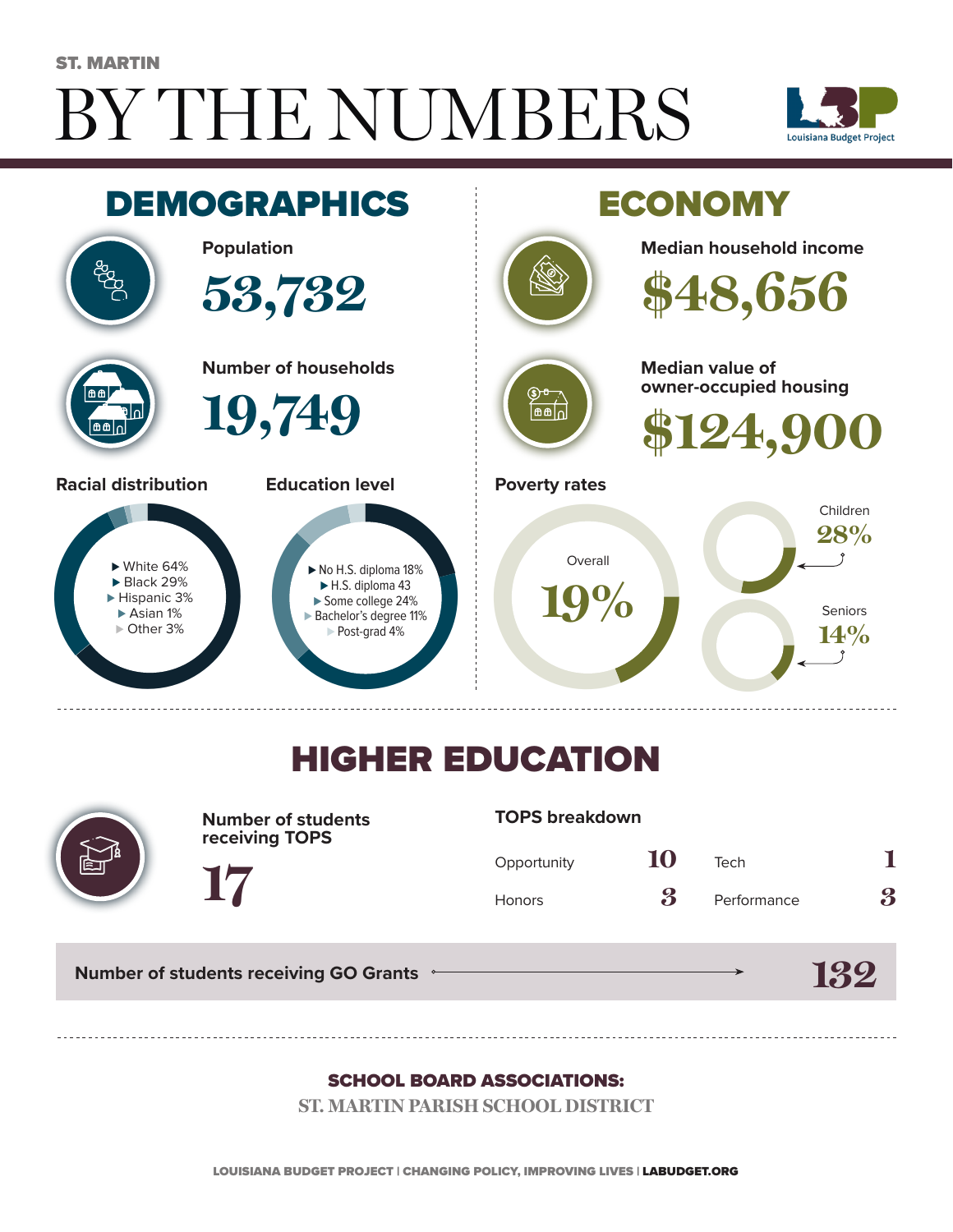ST. MARTIN

# BY THE NUMBERS

Louisiana Budget Project

## DEMOGRAPHICS

**Population**

53,732

**Number of households**

19,749

**Racial distribution**

- White 64%
- Black 29%
- Hispanic 3%
- Asian 1%
- Other 3%

**Education level**

- No H.S. diploma 18%
- H.S. diploma 43
- Some college 24%
- Bachelor's degree 11%
- Post-grad 4%

## ECONOMY

**Median household income**

$48,656

**Median value of owner-occupied housing**

$124,900

**Poverty rates**

- Overall 19%
- Children 28%
- Seniors 14%

## HIGHER EDUCATION

**Number of students receiving TOPS**

17

**TOPS breakdown**

| | | | |
|---|---|---|---|
| Opportunity | 10 | Tech | 1 |
| Honors | 3 | Performance | 3 |

**Number of students receiving GO Grants** → 132

**SCHOOL BOARD ASSOCIATIONS:**

ST. MARTIN PARISH SCHOOL DISTRICT

LOUISIANA BUDGET PROJECT | CHANGING POLICY, IMPROVING LIVES | LABUDGET.ORG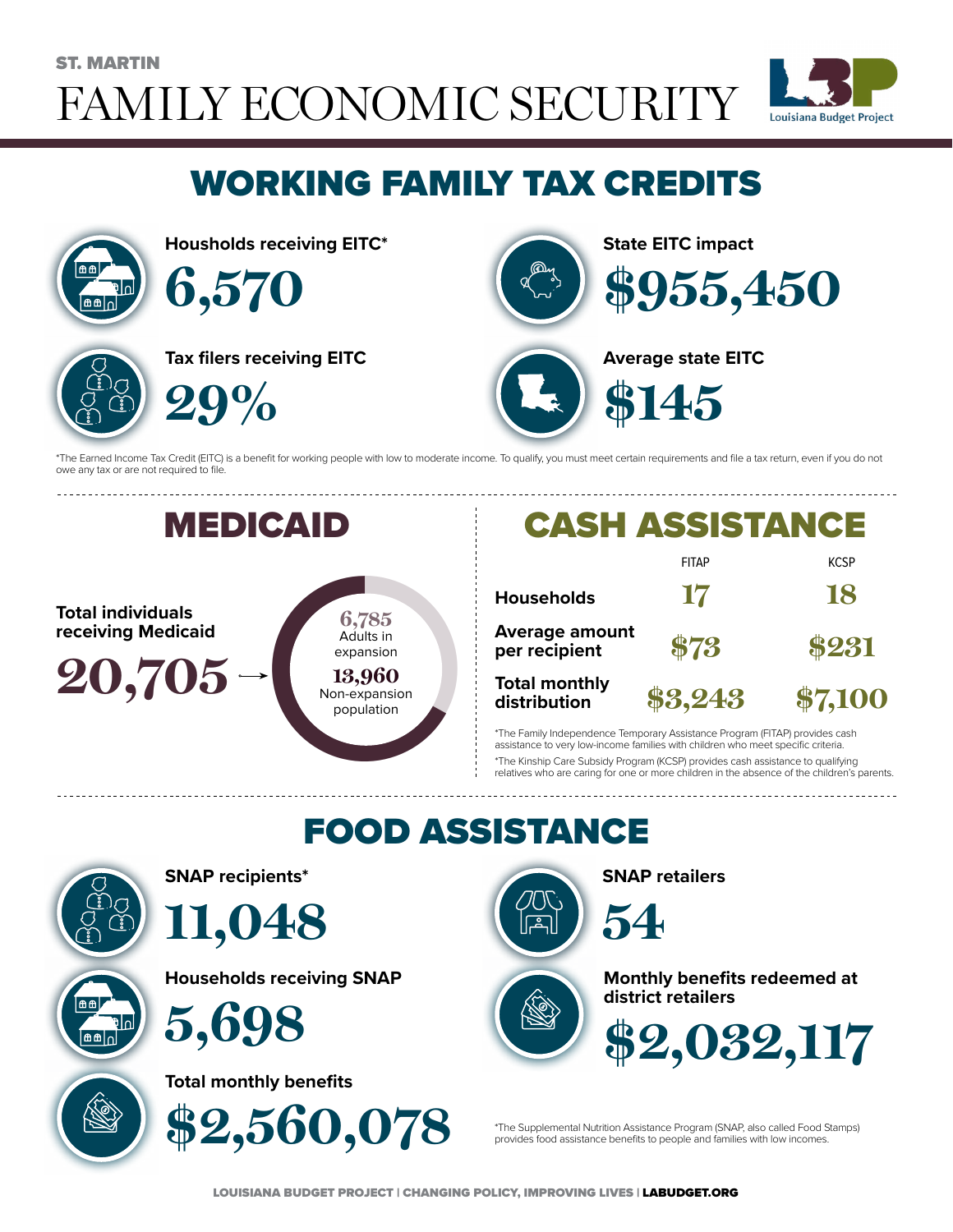ST. MARTIN

# FAMILY ECONOMIC SECURITY

Louisiana Budget Project

## WORKING FAMILY TAX CREDITS

**Households receiving EITC***

**6,570**

**State EITC impact**

**$955,450**

**Tax filers receiving EITC**

**29%**

**Average state EITC**

**$145**

*The Earned Income Tax Credit (EITC) is a benefit for working people with low to moderate income. To qualify, you must meet certain requirements and file a tax return, even if you do not owe any tax or are not required to file.

## MEDICAID

**Total individuals receiving Medicaid**

**20,705**

6,785
Adults in expansion

13,960
Non-expansion population

## CASH ASSISTANCE

| | FITAP | KCSP |
|---|---|---|
| **Households** | 17 | 18 |
| **Average amount per recipient** | $73 | $231 |
| **Total monthly distribution** | $3,243 | $7,100 |

*The Family Independence Temporary Assistance Program (FITAP) provides cash assistance to very low-income families with children who meet specific criteria.

*The Kinship Care Subsidy Program (KCSP) provides cash assistance to qualifying relatives who are caring for one or more children in the absence of the children's parents.

## FOOD ASSISTANCE

**SNAP recipients***

**11,048**

**Households receiving SNAP**

**5,698**

**Total monthly benefits**

**$2,560,078**

**SNAP retailers**

**54**

**Monthly benefits redeemed at district retailers**

**$2,032,117**

*The Supplemental Nutrition Assistance Program (SNAP, also called Food Stamps) provides food assistance benefits to people and families with low incomes.

LOUISIANA BUDGET PROJECT | CHANGING POLICY, IMPROVING LIVES | LABUDGET.ORG